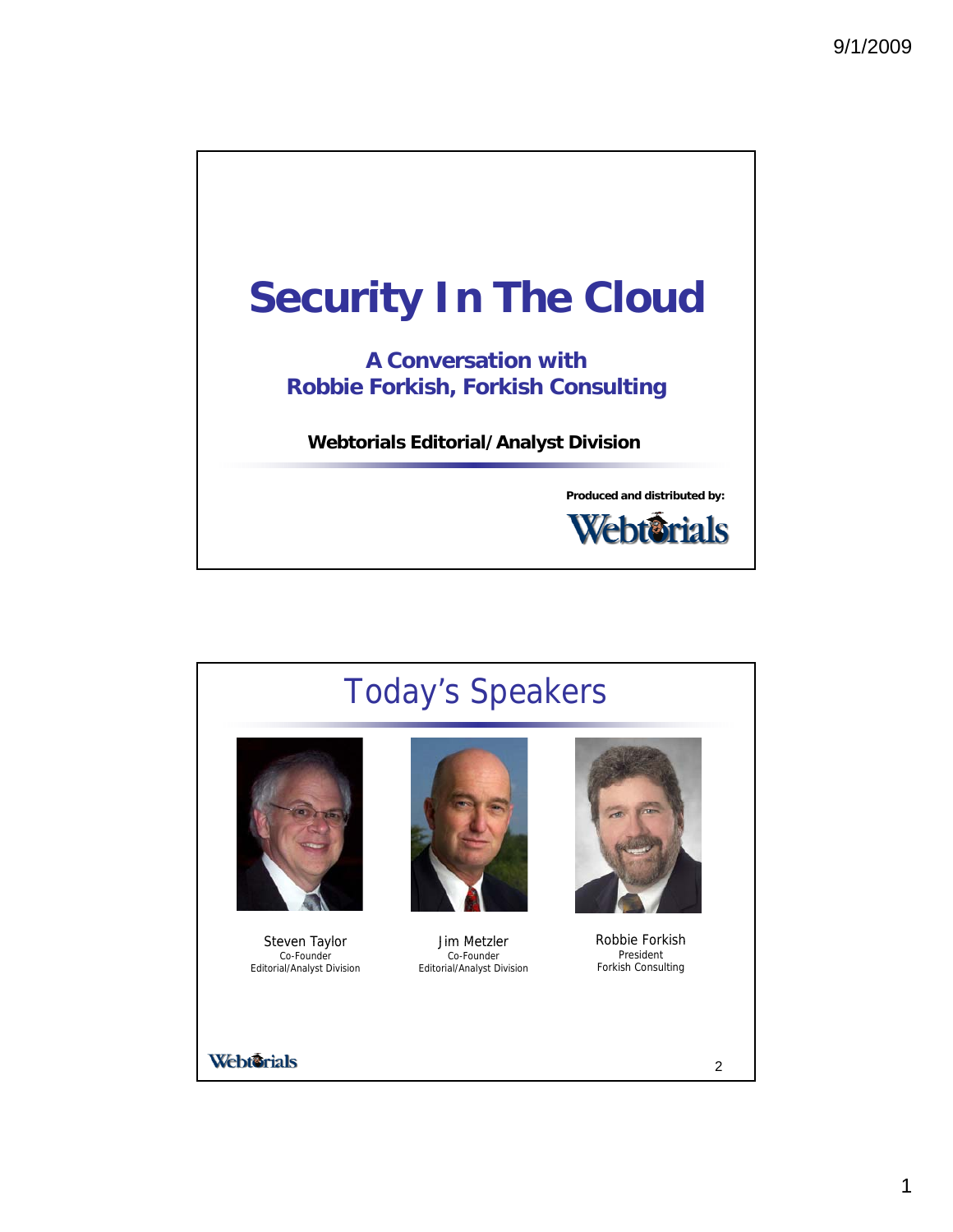# Security In The Cloud

**A Conversation with**
**Robbie Forkish, Forkish Consulting**

**Webtorials Editorial/Analyst Division**

**Produced and distributed by:**

Webtorials

## Today's Speakers

Steven Taylor
Co-Founder
Editorial/Analyst Division

Jim Metzler
Co-Founder
Editorial/Analyst Division

Robbie Forkish
President
Forkish Consulting

Webtorials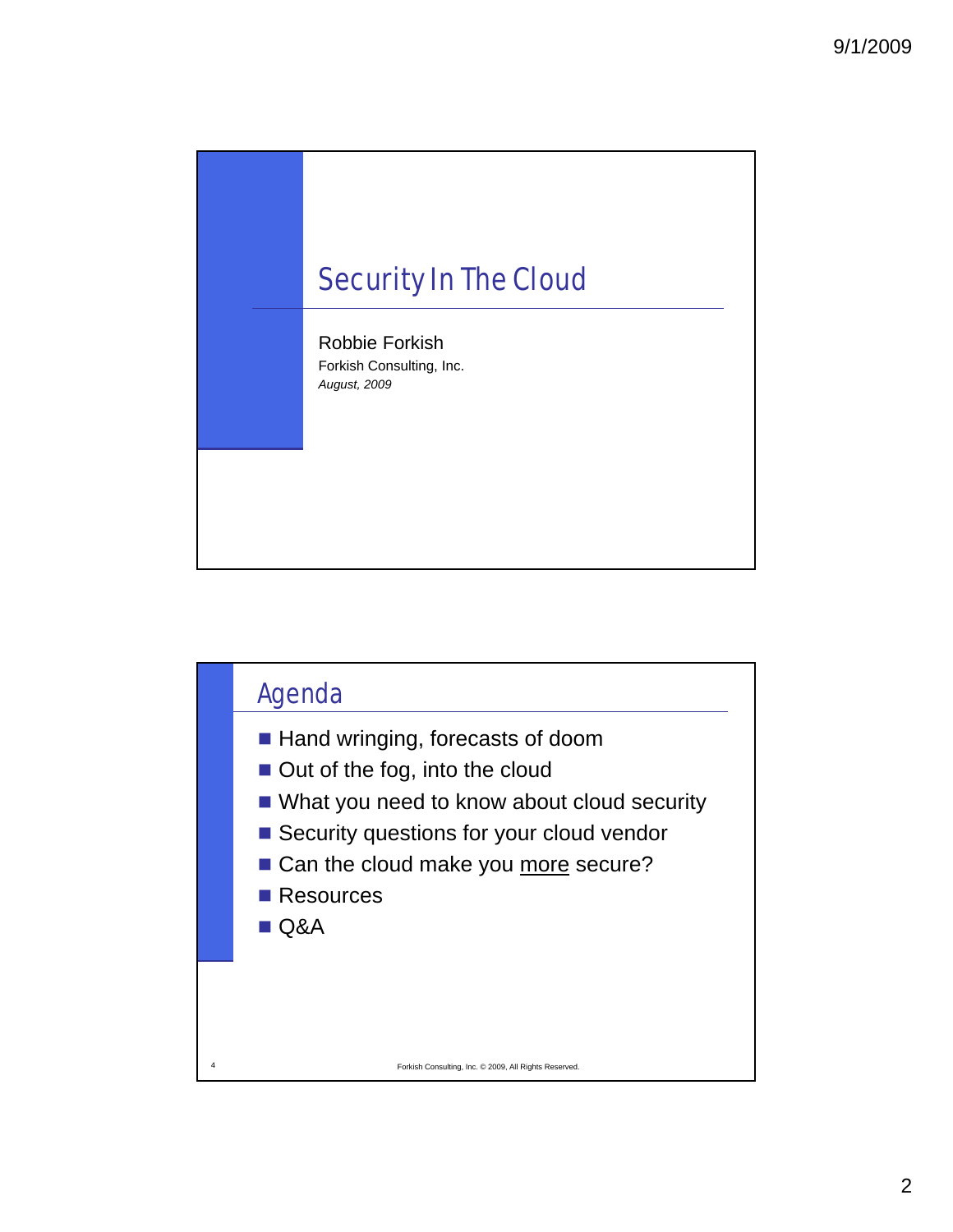# Security In The Cloud

Robbie Forkish

Forkish Consulting, Inc.

*August, 2009*

## Agenda

- Hand wringing, forecasts of doom
- Out of the fog, into the cloud
- What you need to know about cloud security
- Security questions for your cloud vendor
- Can the cloud make you <u>more</u> secure?
- Resources
- Q&A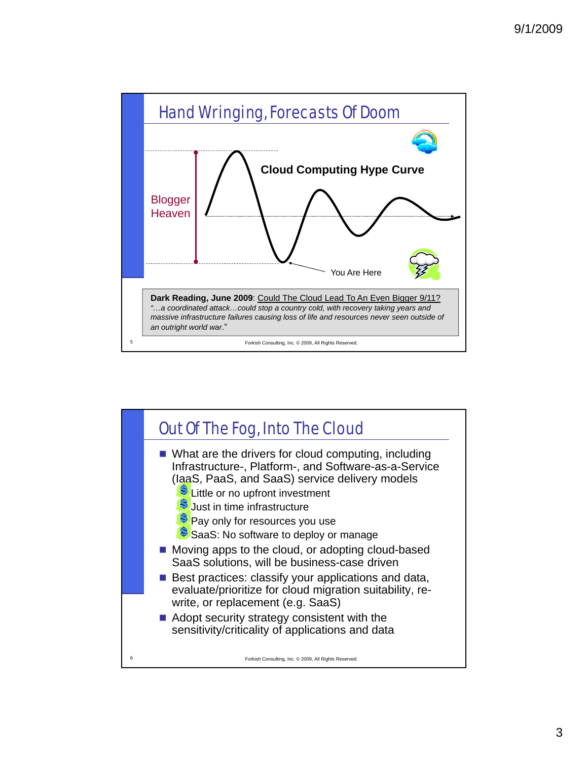## Hand Wringing, Forecasts Of Doom

**Cloud Computing Hype Curve**

Blogger Heaven

You Are Here

**Dark Reading, June 2009**: Could The Cloud Lead To An Even Bigger 9/11?

*"…a coordinated attack…could stop a country cold, with recovery taking years and massive infrastructure failures causing loss of life and resources never seen outside of an outright world war."*

Forkish Consulting, Inc. © 2009, All Rights Reserved.

## Out Of The Fog, Into The Cloud

- What are the drivers for cloud computing, including Infrastructure-, Platform-, and Software-as-a-Service (IaaS, PaaS, and SaaS) service delivery models
  - Little or no upfront investment
  - Just in time infrastructure
  - Pay only for resources you use
  - SaaS: No software to deploy or manage
- Moving apps to the cloud, or adopting cloud-based SaaS solutions, will be business-case driven
- Best practices: classify your applications and data, evaluate/prioritize for cloud migration suitability, re-write, or replacement (e.g. SaaS)
- Adopt security strategy consistent with the sensitivity/criticality of applications and data

Forkish Consulting, Inc. © 2009, All Rights Reserved.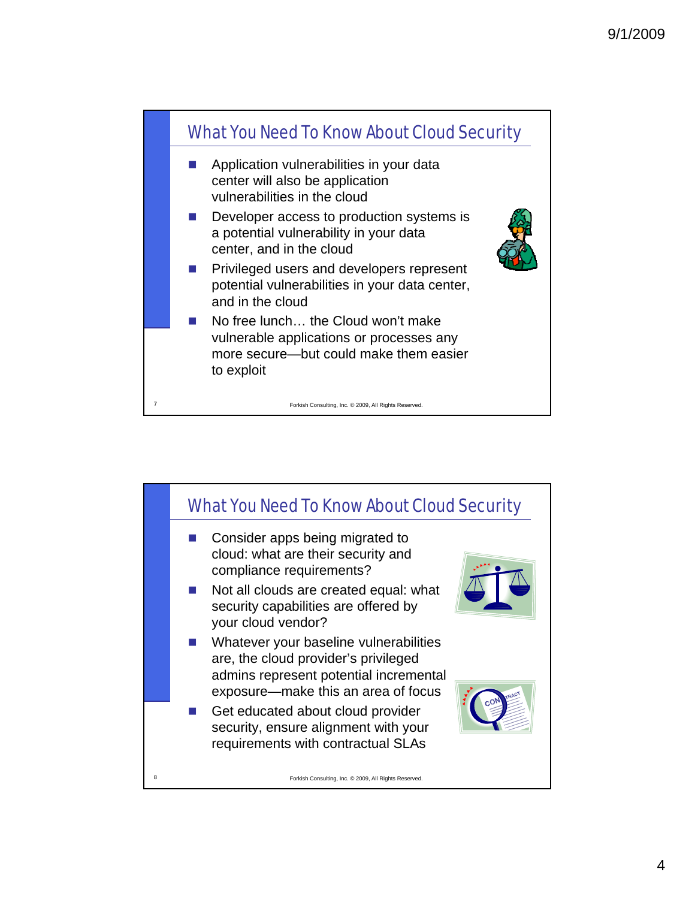## What You Need To Know About Cloud Security

- Application vulnerabilities in your data center will also be application vulnerabilities in the cloud
- Developer access to production systems is a potential vulnerability in your data center, and in the cloud
- Privileged users and developers represent potential vulnerabilities in your data center, and in the cloud
- No free lunch… the Cloud won't make vulnerable applications or processes any more secure—but could make them easier to exploit

## What You Need To Know About Cloud Security

- Consider apps being migrated to cloud: what are their security and compliance requirements?
- Not all clouds are created equal: what security capabilities are offered by your cloud vendor?
- Whatever your baseline vulnerabilities are, the cloud provider's privileged admins represent potential incremental exposure—make this an area of focus
- Get educated about cloud provider security, ensure alignment with your requirements with contractual SLAs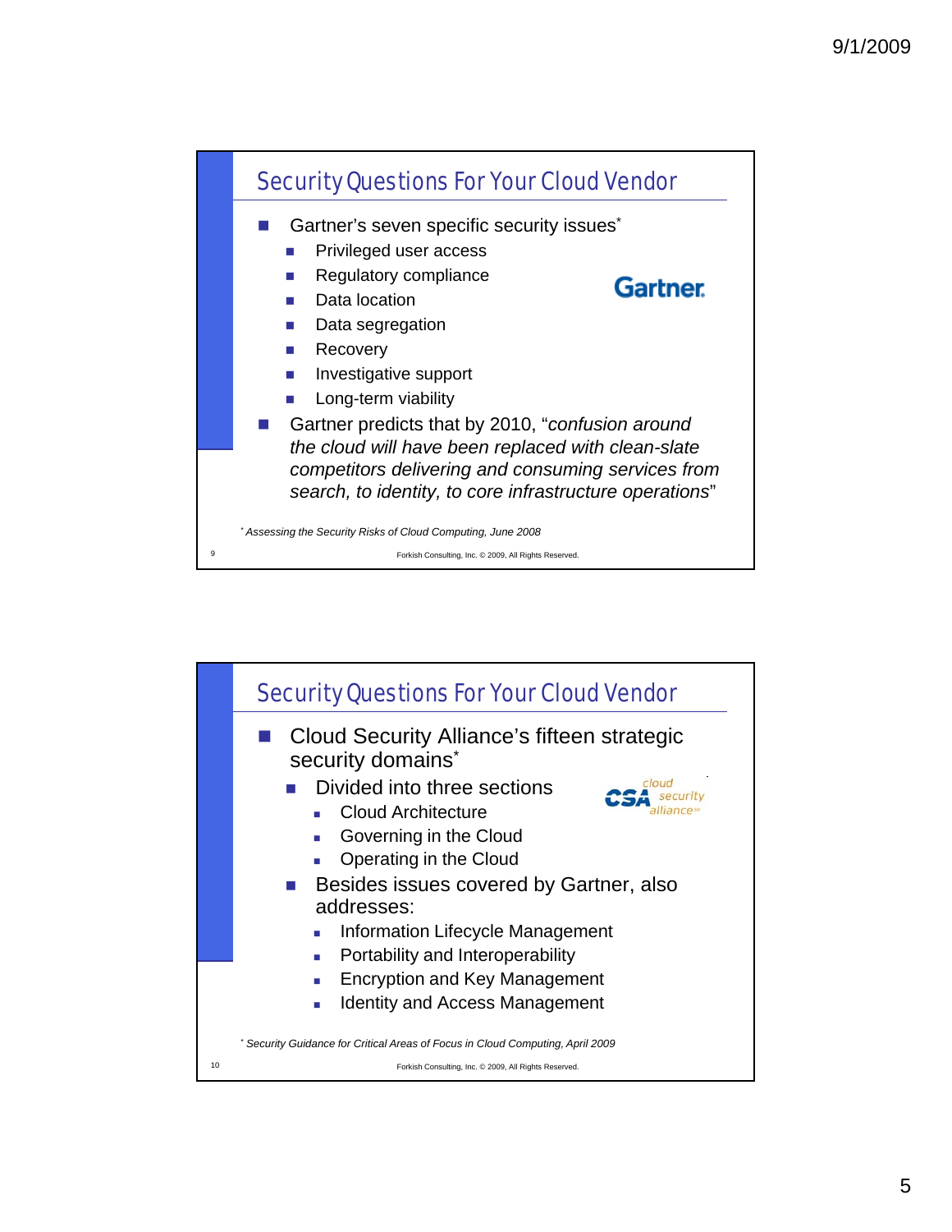## Security Questions For Your Cloud Vendor

- Gartner's seven specific security issues*
  - Privileged user access
  - Regulatory compliance
  - Data location
  - Data segregation
  - Recovery
  - Investigative support
  - Long-term viability
- Gartner predicts that by 2010, "*confusion around the cloud will have been replaced with clean-slate competitors delivering and consuming services from search, to identity, to core infrastructure operations*"

*\* Assessing the Security Risks of Cloud Computing, June 2008*

Forkish Consulting, Inc. © 2009, All Rights Reserved.

## Security Questions For Your Cloud Vendor

- Cloud Security Alliance's fifteen strategic security domains*
  - Divided into three sections
    - Cloud Architecture
    - Governing in the Cloud
    - Operating in the Cloud
  - Besides issues covered by Gartner, also addresses:
    - Information Lifecycle Management
    - Portability and Interoperability
    - Encryption and Key Management
    - Identity and Access Management

*\* Security Guidance for Critical Areas of Focus in Cloud Computing, April 2009*

Forkish Consulting, Inc. © 2009, All Rights Reserved.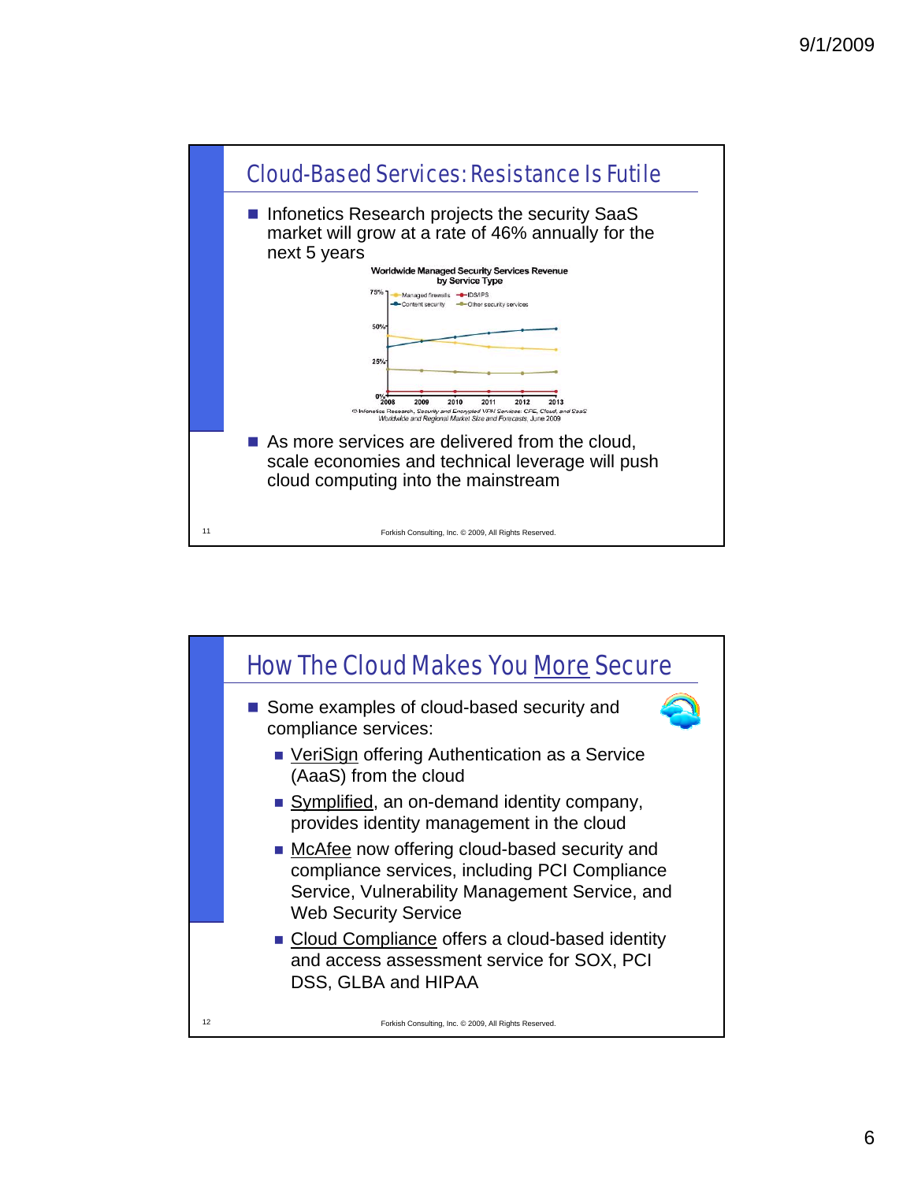## Cloud-Based Services: Resistance Is Futile

- Infonetics Research projects the security SaaS market will grow at a rate of 46% annually for the next 5 years

**Worldwide Managed Security Services Revenue by Service Type**

Legend: Managed firewalls, IDS/IPS, Content security, Other security services

Y-axis: 0%, 25%, 50%, 75%

X-axis: 2008, 2009, 2010, 2011, 2012, 2013

*© Infonetics Research, Security and Encrypted VPN Services: CPE, Cloud, and SaaS Worldwide and Regional Market Size and Forecasts, June 2009*

- As more services are delivered from the cloud, scale economies and technical leverage will push cloud computing into the mainstream

Forkish Consulting, Inc. © 2009, All Rights Reserved.

## How The Cloud Makes You More Secure

- Some examples of cloud-based security and compliance services:
  - VeriSign offering Authentication as a Service (AaaS) from the cloud
  - Symplified, an on-demand identity company, provides identity management in the cloud
  - McAfee now offering cloud-based security and compliance services, including PCI Compliance Service, Vulnerability Management Service, and Web Security Service
  - Cloud Compliance offers a cloud-based identity and access assessment service for SOX, PCI DSS, GLBA and HIPAA

Forkish Consulting, Inc. © 2009, All Rights Reserved.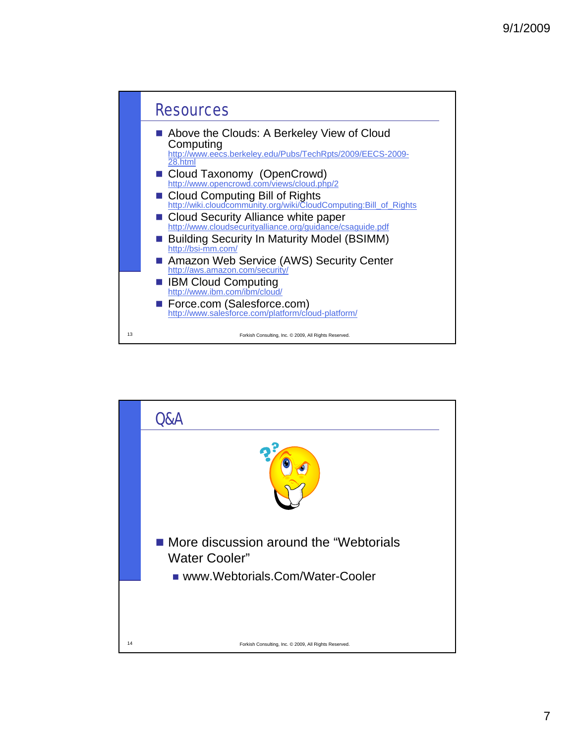## Resources

- Above the Clouds: A Berkeley View of Cloud Computing
  http://www.eecs.berkeley.edu/Pubs/TechRpts/2009/EECS-2009-28.html
- Cloud Taxonomy (OpenCrowd)
  http://www.opencrowd.com/views/cloud.php/2
- Cloud Computing Bill of Rights
  http://wiki.cloudcommunity.org/wiki/CloudComputing:Bill_of_Rights
- Cloud Security Alliance white paper
  http://www.cloudsecurityalliance.org/guidance/csaguide.pdf
- Building Security In Maturity Model (BSIMM)
  http://bsi-mm.com/
- Amazon Web Service (AWS) Security Center
  http://aws.amazon.com/security/
- IBM Cloud Computing
  http://www.ibm.com/ibm/cloud/
- Force.com (Salesforce.com)
  http://www.salesforce.com/platform/cloud-platform/

Forkish Consulting, Inc. © 2009, All Rights Reserved.

## Q&A

- More discussion around the "Webtorials Water Cooler"
  - www.Webtorials.Com/Water-Cooler

Forkish Consulting, Inc. © 2009, All Rights Reserved.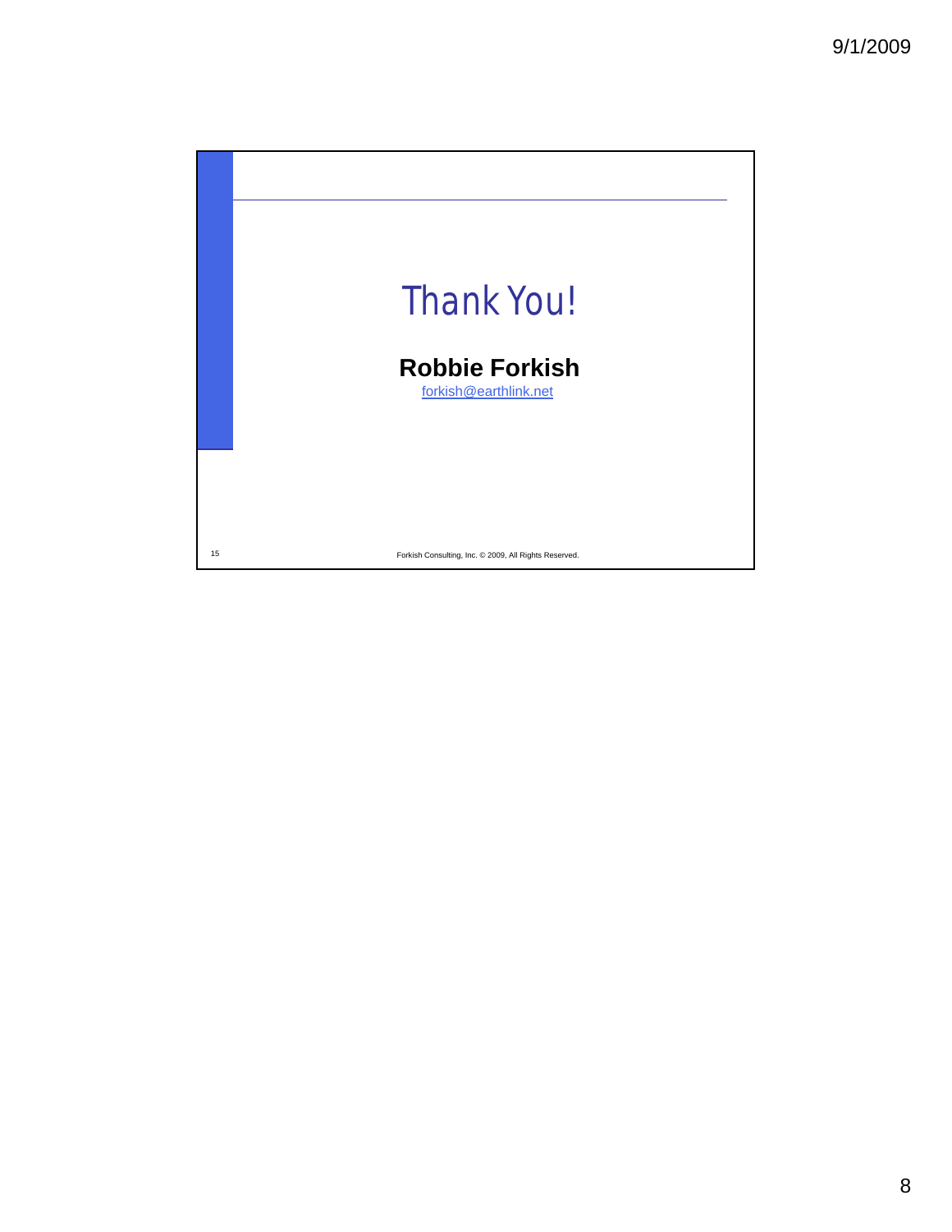# Thank You!

**Robbie Forkish**

forkish@earthlink.net

Forkish Consulting, Inc. © 2009, All Rights Reserved.